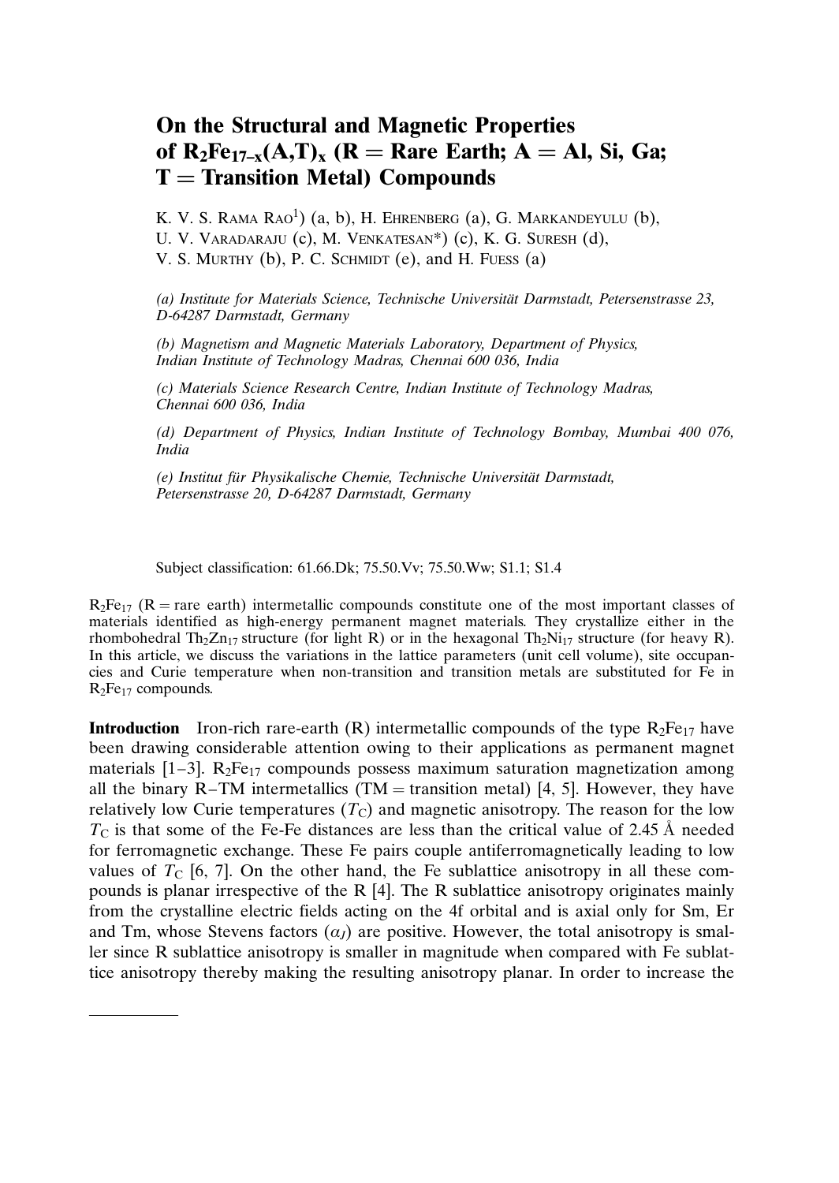# On the Structural and Magnetic Properties of $R_2Fe_{17-x}(A,T)_x$ (R = Rare Earth; A = Al, Si, Ga; T = Transition Metal) Compounds

K. V. S. Rama Rao[1]) (a, b), H. Ehrenberg (a), G. Markandeyulu (b), U. V. Varadaraju (c), M. Venkatesan*) (c), K. G. Suresh (d), V. S. Murthy (b), P. C. Schmidt (e), and H. Fuess (a)

*(a) Institute for Materials Science, Technische Universität Darmstadt, Petersenstrasse 23, D-64287 Darmstadt, Germany*

*(b) Magnetism and Magnetic Materials Laboratory, Department of Physics, Indian Institute of Technology Madras, Chennai 600 036, India*

*(c) Materials Science Research Centre, Indian Institute of Technology Madras, Chennai 600 036, India*

*(d) Department of Physics, Indian Institute of Technology Bombay, Mumbai 400 076, India*

*(e) Institut für Physikalische Chemie, Technische Universität Darmstadt, Petersenstrasse 20, D-64287 Darmstadt, Germany*

Subject classification: 61.66.Dk; 75.50.Vv; 75.50.Ww; S1.1; S1.4

$R_2Fe_{17}$ (R = rare earth) intermetallic compounds constitute one of the most important classes of materials identified as high-energy permanent magnet materials. They crystallize either in the rhombohedral $Th_2Zn_{17}$ structure (for light R) or in the hexagonal $Th_2Ni_{17}$ structure (for heavy R). In this article, we discuss the variations in the lattice parameters (unit cell volume), site occupancies and Curie temperature when non-transition and transition metals are substituted for Fe in $R_2Fe_{17}$ compounds.

**Introduction** Iron-rich rare-earth (R) intermetallic compounds of the type $R_2Fe_{17}$ have been drawing considerable attention owing to their applications as permanent magnet materials [1–3]. $R_2Fe_{17}$ compounds possess maximum saturation magnetization among all the binary R–TM intermetallics (TM = transition metal) [4, 5]. However, they have relatively low Curie temperatures ($T_C$) and magnetic anisotropy. The reason for the low $T_C$ is that some of the Fe-Fe distances are less than the critical value of 2.45 Å needed for ferromagnetic exchange. These Fe pairs couple antiferromagnetically leading to low values of $T_C$ [6, 7]. On the other hand, the Fe sublattice anisotropy in all these compounds is planar irrespective of the R [4]. The R sublattice anisotropy originates mainly from the crystalline electric fields acting on the 4f orbital and is axial only for Sm, Er and Tm, whose Stevens factors ($\alpha_J$) are positive. However, the total anisotropy is smaller since R sublattice anisotropy is smaller in magnitude when compared with Fe sublattice anisotropy thereby making the resulting anisotropy planar. In order to increase the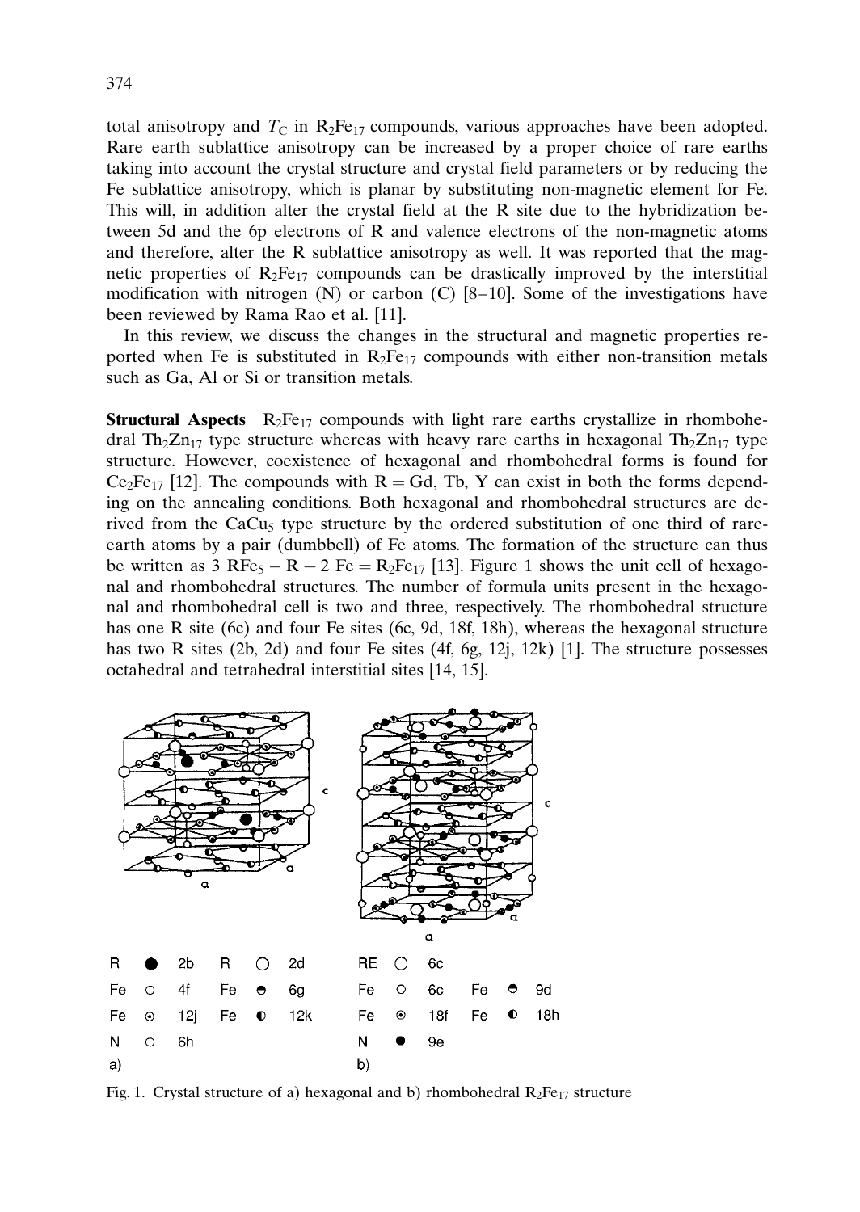total anisotropy and $T_C$ in $R_2Fe_{17}$ compounds, various approaches have been adopted. Rare earth sublattice anisotropy can be increased by a proper choice of rare earths taking into account the crystal structure and crystal field parameters or by reducing the Fe sublattice anisotropy, which is planar by substituting non-magnetic element for Fe. This will, in addition alter the crystal field at the R site due to the hybridization between 5d and the 6p electrons of R and valence electrons of the non-magnetic atoms and therefore, alter the R sublattice anisotropy as well. It was reported that the magnetic properties of $R_2Fe_{17}$ compounds can be drastically improved by the interstitial modification with nitrogen (N) or carbon (C) [8–10]. Some of the investigations have been reviewed by Rama Rao et al. [11].

In this review, we discuss the changes in the structural and magnetic properties reported when Fe is substituted in $R_2Fe_{17}$ compounds with either non-transition metals such as Ga, Al or Si or transition metals.

**Structural Aspects** $R_2Fe_{17}$ compounds with light rare earths crystallize in rhombohedral $Th_2Zn_{17}$ type structure whereas with heavy rare earths in hexagonal $Th_2Zn_{17}$ type structure. However, coexistence of hexagonal and rhombohedral forms is found for $Ce_2Fe_{17}$ [12]. The compounds with R = Gd, Tb, Y can exist in both the forms depending on the annealing conditions. Both hexagonal and rhombohedral structures are derived from the $CaCu_5$ type structure by the ordered substitution of one third of rare-earth atoms by a pair (dumbbell) of Fe atoms. The formation of the structure can thus be written as $3\ RFe_5 - R + 2\ Fe = R_2Fe_{17}$ [13]. Figure 1 shows the unit cell of hexagonal and rhombohedral structures. The number of formula units present in the hexagonal and rhombohedral cell is two and three, respectively. The rhombohedral structure has one R site (6c) and four Fe sites (6c, 9d, 18f, 18h), whereas the hexagonal structure has two R sites (2b, 2d) and four Fe sites (4f, 6g, 12j, 12k) [1]. The structure possesses octahedral and tetrahedral interstitial sites [14, 15].

Fig. 1. Crystal structure of a) hexagonal and b) rhombohedral $R_2Fe_{17}$ structure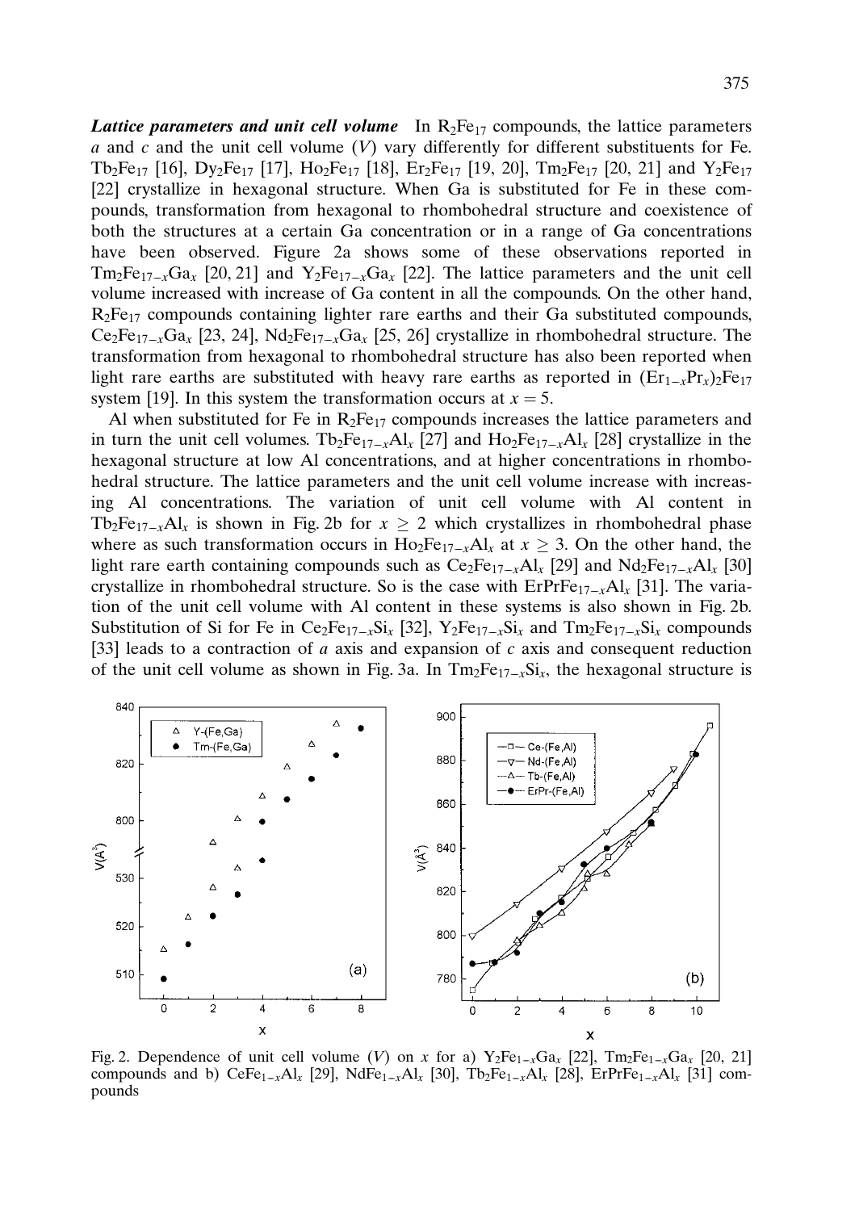***Lattice parameters and unit cell volume*** In $R_2Fe_{17}$ compounds, the lattice parameters $a$ and $c$ and the unit cell volume ($V$) vary differently for different substituents for Fe. $Tb_2Fe_{17}$ [16], $Dy_2Fe_{17}$ [17], $Ho_2Fe_{17}$ [18], $Er_2Fe_{17}$ [19, 20], $Tm_2Fe_{17}$ [20, 21] and $Y_2Fe_{17}$ [22] crystallize in hexagonal structure. When Ga is substituted for Fe in these compounds, transformation from hexagonal to rhombohedral structure and coexistence of both the structures at a certain Ga concentration or in a range of Ga concentrations have been observed. Figure 2a shows some of these observations reported in $Tm_2Fe_{17-x}Ga_x$ [20, 21] and $Y_2Fe_{17-x}Ga_x$ [22]. The lattice parameters and the unit cell volume increased with increase of Ga content in all the compounds. On the other hand, $R_2Fe_{17}$ compounds containing lighter rare earths and their Ga substituted compounds, $Ce_2Fe_{17-x}Ga_x$ [23, 24], $Nd_2Fe_{17-x}Ga_x$ [25, 26] crystallize in rhombohedral structure. The transformation from hexagonal to rhombohedral structure has also been reported when light rare earths are substituted with heavy rare earths as reported in $(Er_{1-x}Pr_x)_2Fe_{17}$ system [19]. In this system the transformation occurs at $x = 5$.

Al when substituted for Fe in $R_2Fe_{17}$ compounds increases the lattice parameters and in turn the unit cell volumes. $Tb_2Fe_{17-x}Al_x$ [27] and $Ho_2Fe_{17-x}Al_x$ [28] crystallize in the hexagonal structure at low Al concentrations, and at higher concentrations in rhombohedral structure. The lattice parameters and the unit cell volume increase with increasing Al concentrations. The variation of unit cell volume with Al content in $Tb_2Fe_{17-x}Al_x$ is shown in Fig. 2b for $x \geq 2$ which crystallizes in rhombohedral phase where as such transformation occurs in $Ho_2Fe_{17-x}Al_x$ at $x \geq 3$. On the other hand, the light rare earth containing compounds such as $Ce_2Fe_{17-x}Al_x$ [29] and $Nd_2Fe_{17-x}Al_x$ [30] crystallize in rhombohedral structure. So is the case with $ErPrFe_{17-x}Al_x$ [31]. The variation of the unit cell volume with Al content in these systems is also shown in Fig. 2b. Substitution of Si for Fe in $Ce_2Fe_{17-x}Si_x$ [32], $Y_2Fe_{17-x}Si_x$ and $Tm_2Fe_{17-x}Si_x$ compounds [33] leads to a contraction of $a$ axis and expansion of $c$ axis and consequent reduction of the unit cell volume as shown in Fig. 3a. In $Tm_2Fe_{17-x}Si_x$, the hexagonal structure is

Fig. 2. Dependence of unit cell volume ($V$) on $x$ for a) $Y_2Fe_{1-x}Ga_x$ [22], $Tm_2Fe_{1-x}Ga_x$ [20, 21] compounds and b) $CeFe_{1-x}Al_x$ [29], $NdFe_{1-x}Al_x$ [30], $Tb_2Fe_{1-x}Al_x$ [28], $ErPrFe_{1-x}Al_x$ [31] compounds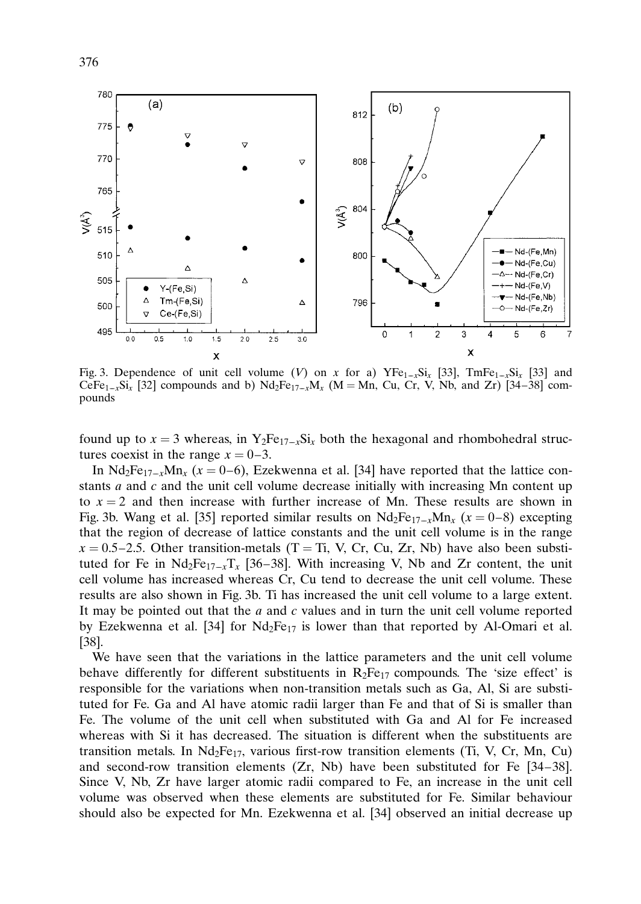Fig. 3. Dependence of unit cell volume ($V$) on $x$ for a) $YFe_{1-x}Si_x$ [33], $TmFe_{1-x}Si_x$ [33] and $CeFe_{1-x}Si_x$ [32] compounds and b) $Nd_2Fe_{17-x}M_x$ (M = Mn, Cu, Cr, V, Nb, and Zr) [34–38] compounds

found up to $x = 3$ whereas, in $Y_2Fe_{17-x}Si_x$ both the hexagonal and rhombohedral structures coexist in the range $x = 0$–3.

In $Nd_2Fe_{17-x}Mn_x$ ($x = 0$–6), Ezekwenna et al. [34] have reported that the lattice constants $a$ and $c$ and the unit cell volume decrease initially with increasing Mn content up to $x = 2$ and then increase with further increase of Mn. These results are shown in Fig. 3b. Wang et al. [35] reported similar results on $Nd_2Fe_{17-x}Mn_x$ ($x = 0$–8) excepting that the region of decrease of lattice constants and the unit cell volume is in the range $x = 0.5$–2.5. Other transition-metals (T = Ti, V, Cr, Cu, Zr, Nb) have also been substituted for Fe in $Nd_2Fe_{17-x}T_x$ [36–38]. With increasing V, Nb and Zr content, the unit cell volume has increased whereas Cr, Cu tend to decrease the unit cell volume. These results are also shown in Fig. 3b. Ti has increased the unit cell volume to a large extent. It may be pointed out that the $a$ and $c$ values and in turn the unit cell volume reported by Ezekwenna et al. [34] for $Nd_2Fe_{17}$ is lower than that reported by Al-Omari et al. [38].

We have seen that the variations in the lattice parameters and the unit cell volume behave differently for different substituents in $R_2Fe_{17}$ compounds. The 'size effect' is responsible for the variations when non-transition metals such as Ga, Al, Si are substituted for Fe. Ga and Al have atomic radii larger than Fe and that of Si is smaller than Fe. The volume of the unit cell when substituted with Ga and Al for Fe increased whereas with Si it has decreased. The situation is different when the substituents are transition metals. In $Nd_2Fe_{17}$, various first-row transition elements (Ti, V, Cr, Mn, Cu) and second-row transition elements (Zr, Nb) have been substituted for Fe [34–38]. Since V, Nb, Zr have larger atomic radii compared to Fe, an increase in the unit cell volume was observed when these elements are substituted for Fe. Similar behaviour should also be expected for Mn. Ezekwenna et al. [34] observed an initial decrease up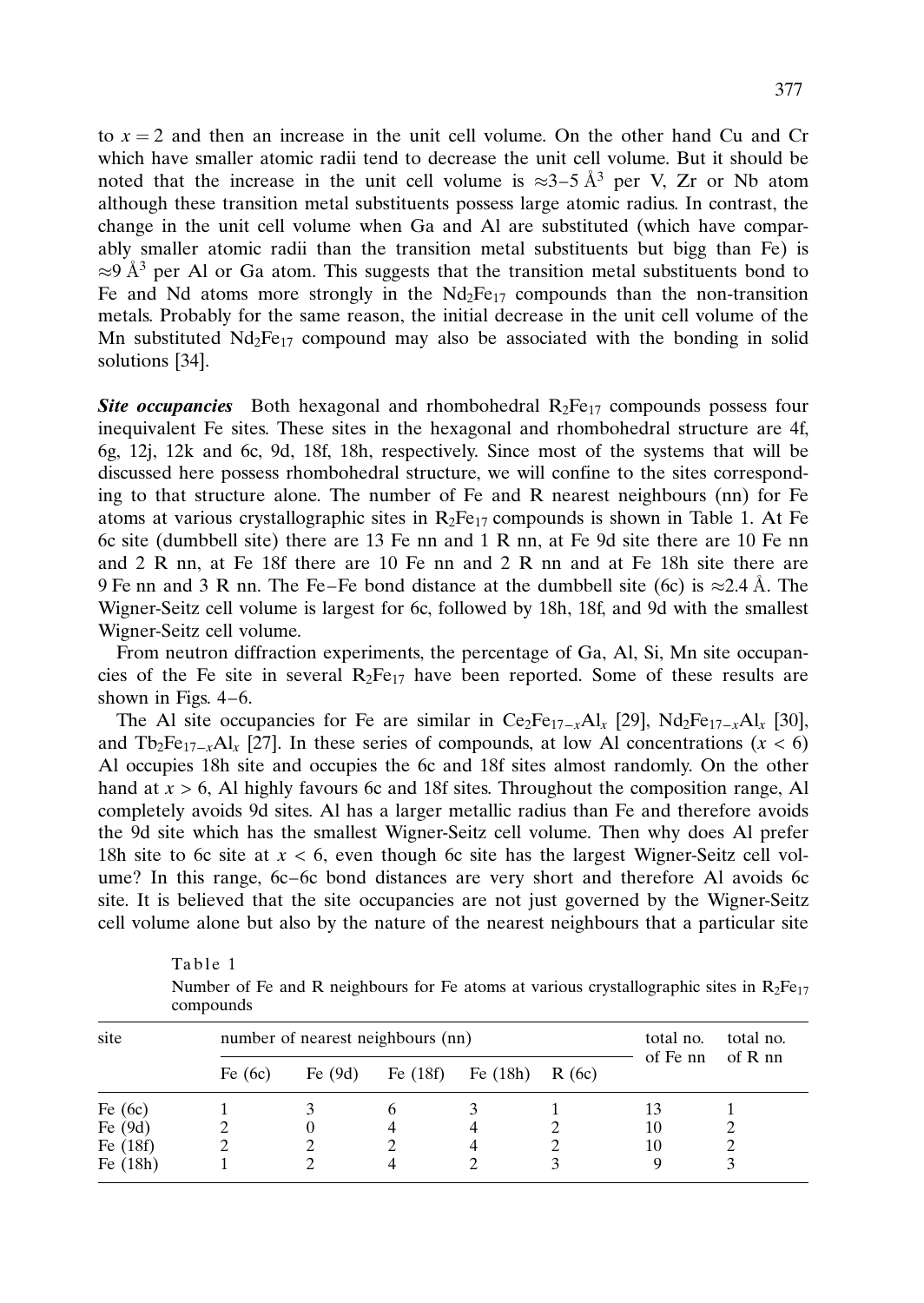to $x = 2$ and then an increase in the unit cell volume. On the other hand Cu and Cr which have smaller atomic radii tend to decrease the unit cell volume. But it should be noted that the increase in the unit cell volume is $\approx$3–5 Å$^3$ per V, Zr or Nb atom although these transition metal substituents possess large atomic radius. In contrast, the change in the unit cell volume when Ga and Al are substituted (which have comparably smaller atomic radii than the transition metal substituents but bigg than Fe) is $\approx$9 Å$^3$ per Al or Ga atom. This suggests that the transition metal substituents bond to Fe and Nd atoms more strongly in the $Nd_2Fe_{17}$ compounds than the non-transition metals. Probably for the same reason, the initial decrease in the unit cell volume of the Mn substituted $Nd_2Fe_{17}$ compound may also be associated with the bonding in solid solutions [34].

***Site occupancies*** Both hexagonal and rhombohedral $R_2Fe_{17}$ compounds possess four inequivalent Fe sites. These sites in the hexagonal and rhombohedral structure are 4f, 6g, 12j, 12k and 6c, 9d, 18f, 18h, respectively. Since most of the systems that will be discussed here possess rhombohedral structure, we will confine to the sites corresponding to that structure alone. The number of Fe and R nearest neighbours (nn) for Fe atoms at various crystallographic sites in $R_2Fe_{17}$ compounds is shown in Table 1. At Fe 6c site (dumbbell site) there are 13 Fe nn and 1 R nn, at Fe 9d site there are 10 Fe nn and 2 R nn, at Fe 18f there are 10 Fe nn and 2 R nn and at Fe 18h site there are 9 Fe nn and 3 R nn. The Fe–Fe bond distance at the dumbbell site (6c) is $\approx$2.4 Å. The Wigner-Seitz cell volume is largest for 6c, followed by 18h, 18f, and 9d with the smallest Wigner-Seitz cell volume.

From neutron diffraction experiments, the percentage of Ga, Al, Si, Mn site occupancies of the Fe site in several $R_2Fe_{17}$ have been reported. Some of these results are shown in Figs. 4–6.

The Al site occupancies for Fe are similar in $Ce_2Fe_{17-x}Al_x$ [29], $Nd_2Fe_{17-x}Al_x$ [30], and $Tb_2Fe_{17-x}Al_x$ [27]. In these series of compounds, at low Al concentrations ($x < 6$) Al occupies 18h site and occupies the 6c and 18f sites almost randomly. On the other hand at $x > 6$, Al highly favours 6c and 18f sites. Throughout the composition range, Al completely avoids 9d sites. Al has a larger metallic radius than Fe and therefore avoids the 9d site which has the smallest Wigner-Seitz cell volume. Then why does Al prefer 18h site to 6c site at $x < 6$, even though 6c site has the largest Wigner-Seitz cell volume? In this range, 6c–6c bond distances are very short and therefore Al avoids 6c site. It is believed that the site occupancies are not just governed by the Wigner-Seitz cell volume alone but also by the nature of the nearest neighbours that a particular site

Table 1
Number of Fe and R neighbours for Fe atoms at various crystallographic sites in $R_2Fe_{17}$ compounds

| site | number of nearest neighbours (nn) | | | | | total no. of Fe nn | total no. of R nn |
|---|---|---|---|---|---|---|---|
| | Fe (6c) | Fe (9d) | Fe (18f) | Fe (18h) | R (6c) | | |
| Fe (6c) | 1 | 3 | 6 | 3 | 1 | 13 | 1 |
| Fe (9d) | 2 | 0 | 4 | 4 | 2 | 10 | 2 |
| Fe (18f) | 2 | 2 | 2 | 4 | 2 | 10 | 2 |
| Fe (18h) | 1 | 2 | 4 | 2 | 3 | 9 | 3 |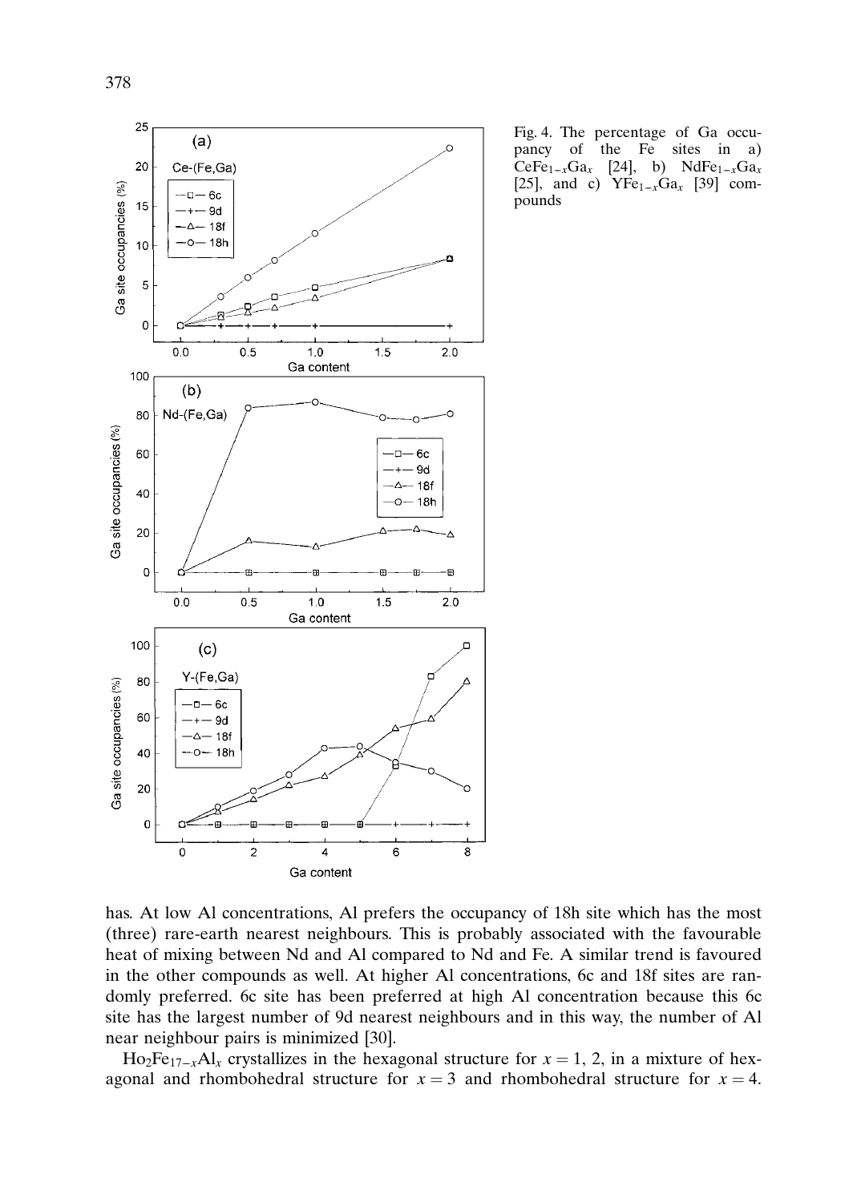Fig. 4. The percentage of Ga occupancy of the Fe sites in a) $CeFe_{1-x}Ga_x$ [24], b) $NdFe_{1-x}Ga_x$ [25], and c) $YFe_{1-x}Ga_x$ [39] compounds

has. At low Al concentrations, Al prefers the occupancy of 18h site which has the most (three) rare-earth nearest neighbours. This is probably associated with the favourable heat of mixing between Nd and Al compared to Nd and Fe. A similar trend is favoured in the other compounds as well. At higher Al concentrations, 6c and 18f sites are randomly preferred. 6c site has been preferred at high Al concentration because this 6c site has the largest number of 9d nearest neighbours and in this way, the number of Al near neighbour pairs is minimized [30].

$Ho_2Fe_{17-x}Al_x$ crystallizes in the hexagonal structure for $x = 1$, 2, in a mixture of hexagonal and rhombohedral structure for $x = 3$ and rhombohedral structure for $x = 4$.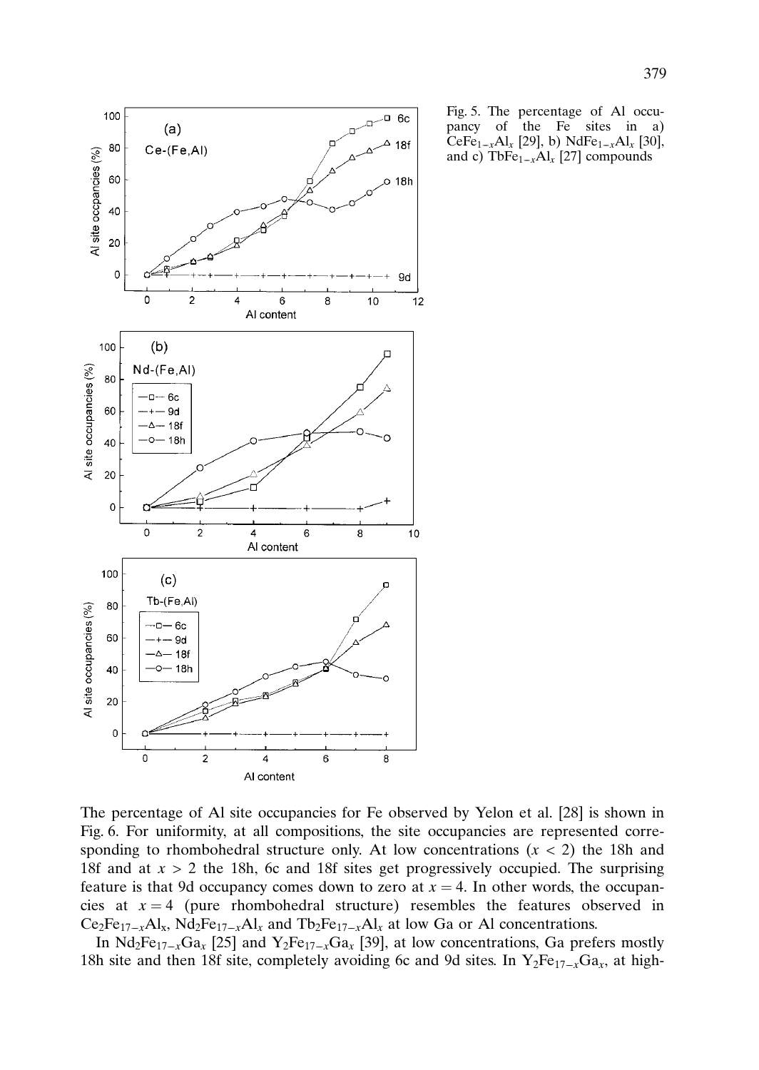Fig. 5. The percentage of Al occupancy of the Fe sites in a) $CeFe_{1-x}Al_x$ [29], b) $NdFe_{1-x}Al_x$ [30], and c) $TbFe_{1-x}Al_x$ [27] compounds

The percentage of Al site occupancies for Fe observed by Yelon et al. [28] is shown in Fig. 6. For uniformity, at all compositions, the site occupancies are represented corresponding to rhombohedral structure only. At low concentrations ($x < 2$) the 18h and 18f and at $x > 2$ the 18h, 6c and 18f sites get progressively occupied. The surprising feature is that 9d occupancy comes down to zero at $x = 4$. In other words, the occupancies at $x = 4$ (pure rhombohedral structure) resembles the features observed in $Ce_2Fe_{17-x}Al_x$, $Nd_2Fe_{17-x}Al_x$ and $Tb_2Fe_{17-x}Al_x$ at low Ga or Al concentrations.

In $Nd_2Fe_{17-x}Ga_x$ [25] and $Y_2Fe_{17-x}Ga_x$ [39], at low concentrations, Ga prefers mostly 18h site and then 18f site, completely avoiding 6c and 9d sites. In $Y_2Fe_{17-x}Ga_x$, at high-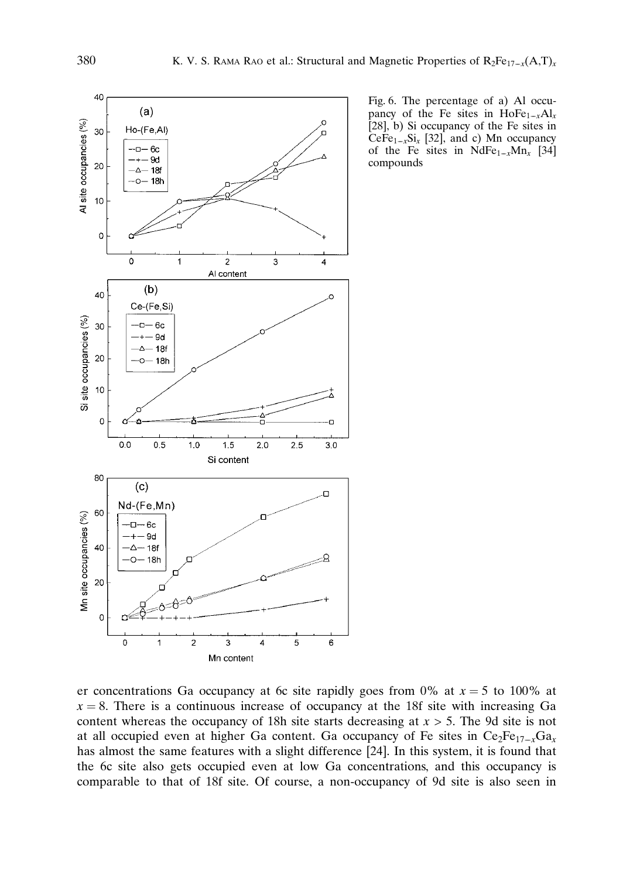Fig. 6. The percentage of a) Al occupancy of the Fe sites in $HoFe_{1-x}Al_x$ [28], b) Si occupancy of the Fe sites in $CeFe_{1-x}Si_x$ [32], and c) Mn occupancy of the Fe sites in $NdFe_{1-x}Mn_x$ [34] compounds

er concentrations Ga occupancy at 6c site rapidly goes from 0% at $x = 5$ to 100% at $x = 8$. There is a continuous increase of occupancy at the 18f site with increasing Ga content whereas the occupancy of 18h site starts decreasing at $x > 5$. The 9d site is not at all occupied even at higher Ga content. Ga occupancy of Fe sites in $Ce_2Fe_{17-x}Ga_x$ has almost the same features with a slight difference [24]. In this system, it is found that the 6c site also gets occupied even at low Ga concentrations, and this occupancy is comparable to that of 18f site. Of course, a non-occupancy of 9d site is also seen in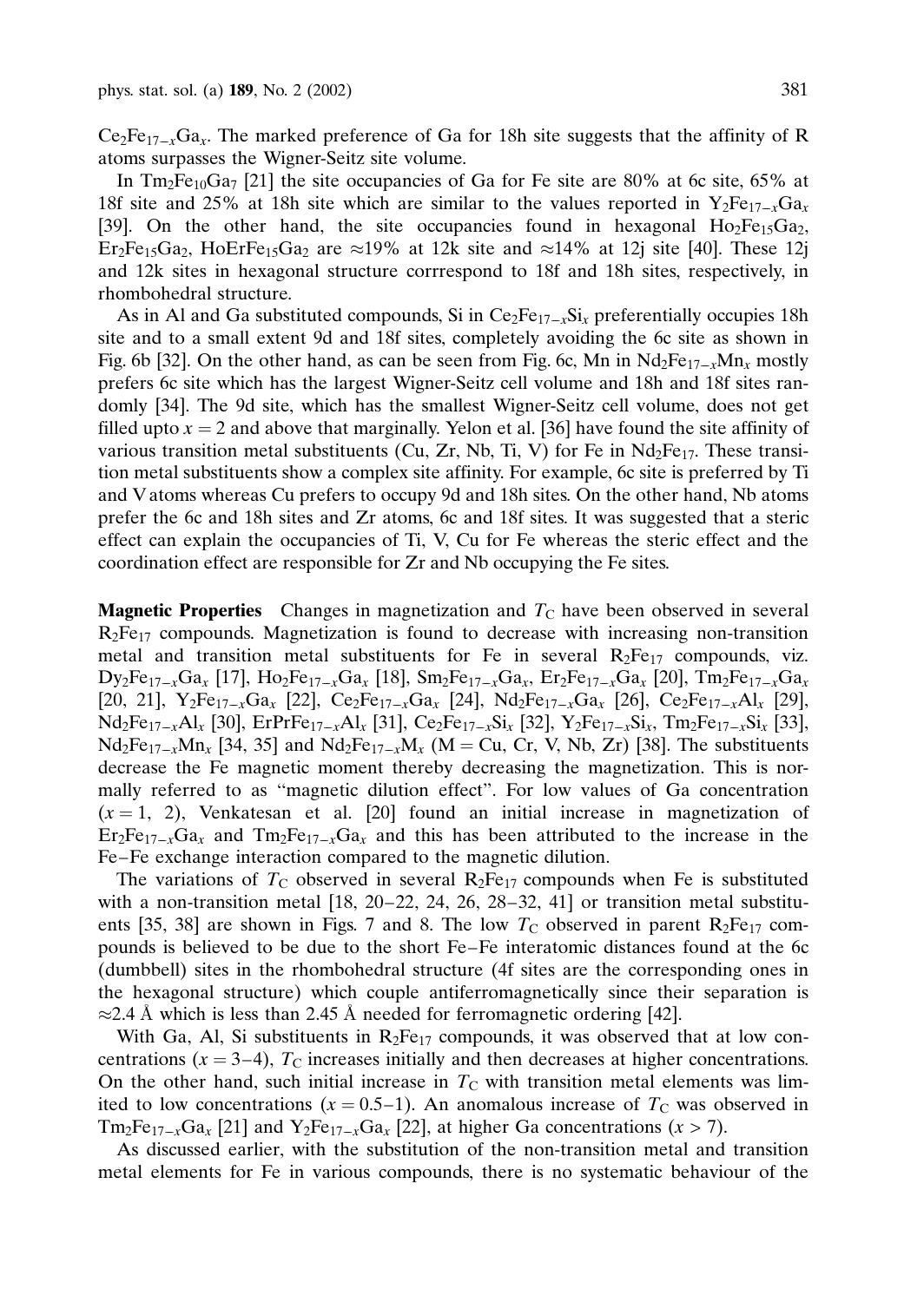$Ce_2Fe_{17-x}Ga_x$. The marked preference of Ga for 18h site suggests that the affinity of R atoms surpasses the Wigner-Seitz site volume.

In $Tm_2Fe_{10}Ga_7$ [21] the site occupancies of Ga for Fe site are 80% at 6c site, 65% at 18f site and 25% at 18h site which are similar to the values reported in $Y_2Fe_{17-x}Ga_x$ [39]. On the other hand, the site occupancies found in hexagonal $Ho_2Fe_{15}Ga_2$, $Er_2Fe_{15}Ga_2$, $HoErFe_{15}Ga_2$ are ≈19% at 12k site and ≈14% at 12j site [40]. These 12j and 12k sites in hexagonal structure corrrespond to 18f and 18h sites, respectively, in rhombohedral structure.

As in Al and Ga substituted compounds, Si in $Ce_2Fe_{17-x}Si_x$ preferentially occupies 18h site and to a small extent 9d and 18f sites, completely avoiding the 6c site as shown in Fig. 6b [32]. On the other hand, as can be seen from Fig. 6c, Mn in $Nd_2Fe_{17-x}Mn_x$ mostly prefers 6c site which has the largest Wigner-Seitz cell volume and 18h and 18f sites randomly [34]. The 9d site, which has the smallest Wigner-Seitz cell volume, does not get filled upto $x = 2$ and above that marginally. Yelon et al. [36] have found the site affinity of various transition metal substituents (Cu, Zr, Nb, Ti, V) for Fe in $Nd_2Fe_{17}$. These transition metal substituents show a complex site affinity. For example, 6c site is preferred by Ti and V atoms whereas Cu prefers to occupy 9d and 18h sites. On the other hand, Nb atoms prefer the 6c and 18h sites and Zr atoms, 6c and 18f sites. It was suggested that a steric effect can explain the occupancies of Ti, V, Cu for Fe whereas the steric effect and the coordination effect are responsible for Zr and Nb occupying the Fe sites.

**Magnetic Properties** Changes in magnetization and $T_C$ have been observed in several $R_2Fe_{17}$ compounds. Magnetization is found to decrease with increasing non-transition metal and transition metal substituents for Fe in several $R_2Fe_{17}$ compounds, viz. $Dy_2Fe_{17-x}Ga_x$ [17], $Ho_2Fe_{17-x}Ga_x$ [18], $Sm_2Fe_{17-x}Ga_x$, $Er_2Fe_{17-x}Ga_x$ [20], $Tm_2Fe_{17-x}Ga_x$ [20, 21], $Y_2Fe_{17-x}Ga_x$ [22], $Ce_2Fe_{17-x}Ga_x$ [24], $Nd_2Fe_{17-x}Ga_x$ [26], $Ce_2Fe_{17-x}Al_x$ [29], $Nd_2Fe_{17-x}Al_x$ [30], $ErPrFe_{17-x}Al_x$ [31], $Ce_2Fe_{17-x}Si_x$ [32], $Y_2Fe_{17-x}Si_x$, $Tm_2Fe_{17-x}Si_x$ [33], $Nd_2Fe_{17-x}Mn_x$ [34, 35] and $Nd_2Fe_{17-x}M_x$ (M = Cu, Cr, V, Nb, Zr) [38]. The substituents decrease the Fe magnetic moment thereby decreasing the magnetization. This is normally referred to as "magnetic dilution effect". For low values of Ga concentration ($x = 1$, 2), Venkatesan et al. [20] found an initial increase in magnetization of $Er_2Fe_{17-x}Ga_x$ and $Tm_2Fe_{17-x}Ga_x$ and this has been attributed to the increase in the Fe–Fe exchange interaction compared to the magnetic dilution.

The variations of $T_C$ observed in several $R_2Fe_{17}$ compounds when Fe is substituted with a non-transition metal [18, 20–22, 24, 26, 28–32, 41] or transition metal substituents [35, 38] are shown in Figs. 7 and 8. The low $T_C$ observed in parent $R_2Fe_{17}$ compounds is believed to be due to the short Fe–Fe interatomic distances found at the 6c (dumbbell) sites in the rhombohedral structure (4f sites are the corresponding ones in the hexagonal structure) which couple antiferromagnetically since their separation is ≈2.4 Å which is less than 2.45 Å needed for ferromagnetic ordering [42].

With Ga, Al, Si substituents in $R_2Fe_{17}$ compounds, it was observed that at low concentrations ($x = 3$–4), $T_C$ increases initially and then decreases at higher concentrations. On the other hand, such initial increase in $T_C$ with transition metal elements was limited to low concentrations ($x = 0.5$–1). An anomalous increase of $T_C$ was observed in $Tm_2Fe_{17-x}Ga_x$ [21] and $Y_2Fe_{17-x}Ga_x$ [22], at higher Ga concentrations ($x > 7$).

As discussed earlier, with the substitution of the non-transition metal and transition metal elements for Fe in various compounds, there is no systematic behaviour of the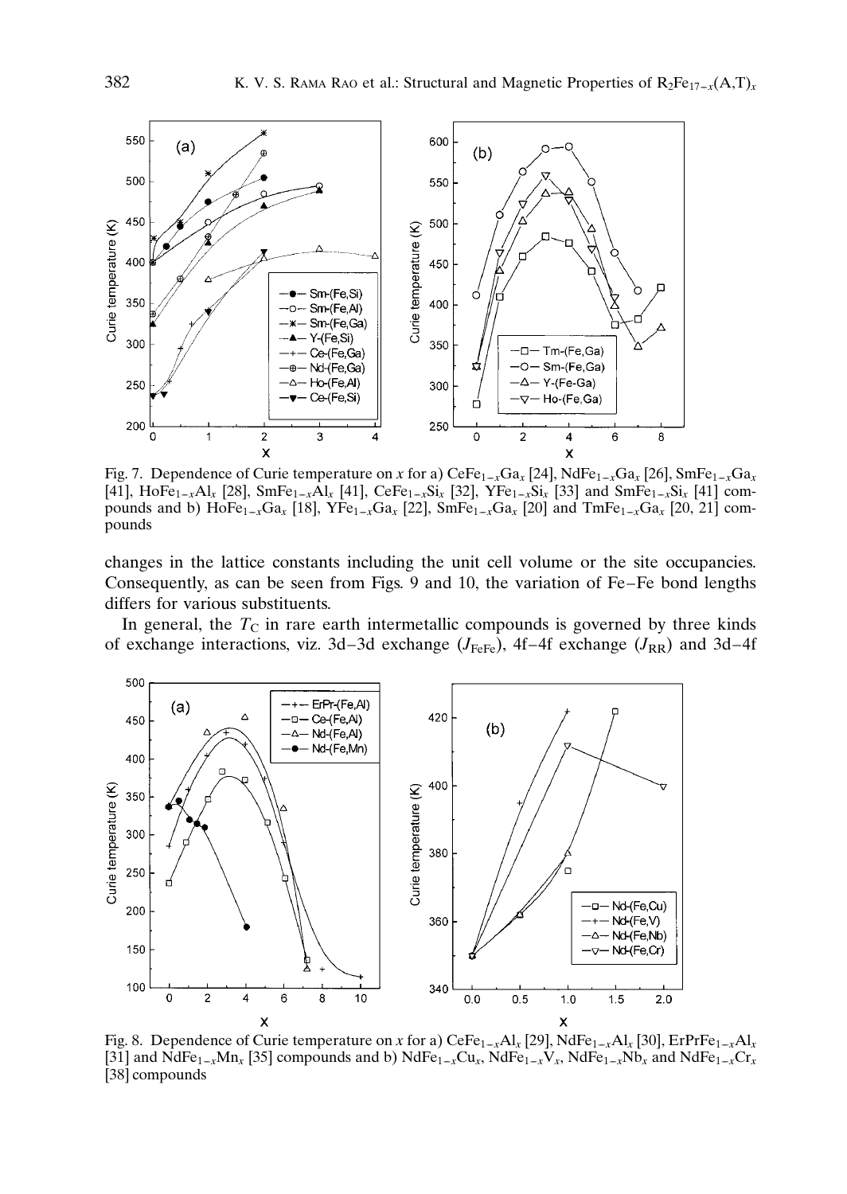Fig. 7. Dependence of Curie temperature on $x$ for a) $CeFe_{1-x}Ga_x$ [24], $NdFe_{1-x}Ga_x$ [26], $SmFe_{1-x}Ga_x$ [41], $HoFe_{1-x}Al_x$ [28], $SmFe_{1-x}Al_x$ [41], $CeFe_{1-x}Si_x$ [32], $YFe_{1-x}Si_x$ [33] and $SmFe_{1-x}Si_x$ [41] compounds and b) $HoFe_{1-x}Ga_x$ [18], $YFe_{1-x}Ga_x$ [22], $SmFe_{1-x}Ga_x$ [20] and $TmFe_{1-x}Ga_x$ [20, 21] compounds

changes in the lattice constants including the unit cell volume or the site occupancies. Consequently, as can be seen from Figs. 9 and 10, the variation of Fe–Fe bond lengths differs for various substituents.

In general, the $T_C$ in rare earth intermetallic compounds is governed by three kinds of exchange interactions, viz. 3d–3d exchange ($J_{FeFe}$), 4f–4f exchange ($J_{RR}$) and 3d–4f

Fig. 8. Dependence of Curie temperature on $x$ for a) $CeFe_{1-x}Al_x$ [29], $NdFe_{1-x}Al_x$ [30], $ErPrFe_{1-x}Al_x$ [31] and $NdFe_{1-x}Mn_x$ [35] compounds and b) $NdFe_{1-x}Cu_x$, $NdFe_{1-x}V_x$, $NdFe_{1-x}Nb_x$ and $NdFe_{1-x}Cr_x$ [38] compounds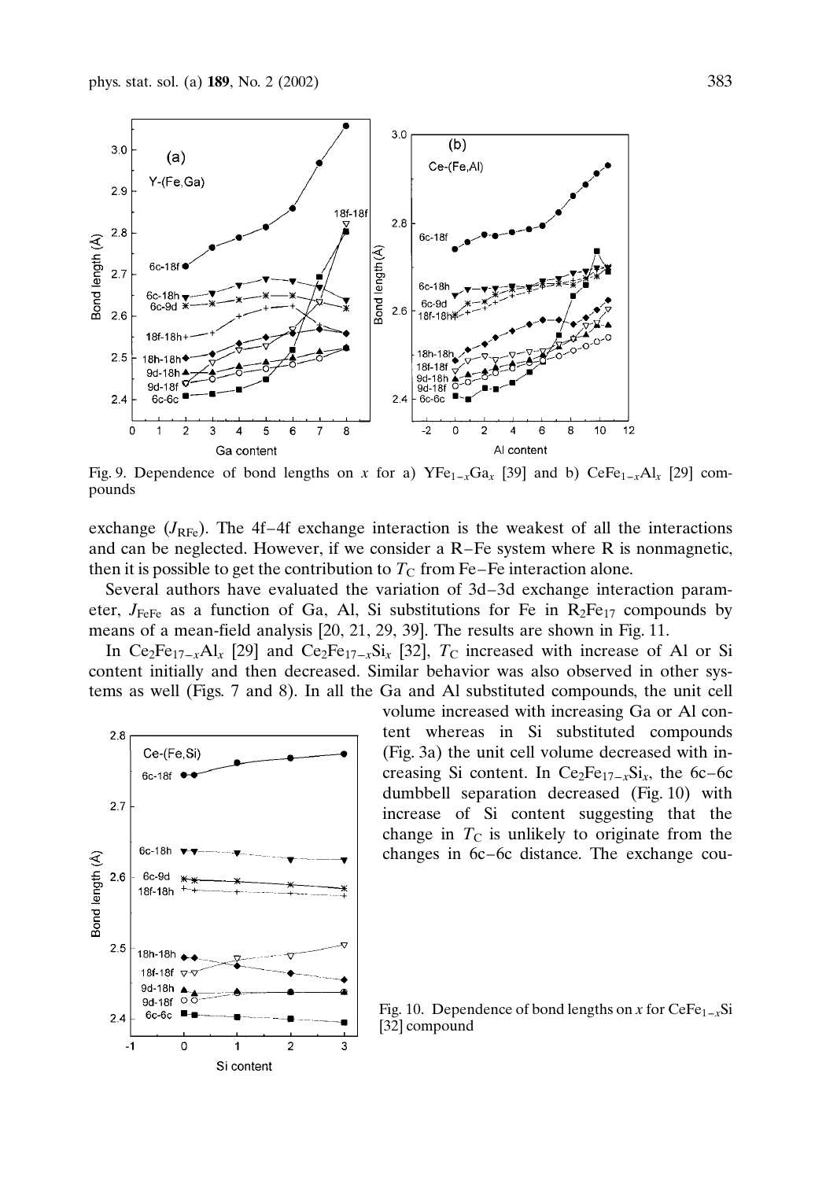Fig. 9. Dependence of bond lengths on $x$ for a) $YFe_{1-x}Ga_x$ [39] and b) $CeFe_{1-x}Al_x$ [29] compounds

exchange ($J_{RFe}$). The 4f–4f exchange interaction is the weakest of all the interactions and can be neglected. However, if we consider a R–Fe system where R is nonmagnetic, then it is possible to get the contribution to $T_C$ from Fe–Fe interaction alone.

Several authors have evaluated the variation of 3d–3d exchange interaction parameter, $J_{FeFe}$ as a function of Ga, Al, Si substitutions for Fe in $R_2Fe_{17}$ compounds by means of a mean-field analysis [20, 21, 29, 39]. The results are shown in Fig. 11.

In $Ce_2Fe_{17-x}Al_x$ [29] and $Ce_2Fe_{17-x}Si_x$ [32], $T_C$ increased with increase of Al or Si content initially and then decreased. Similar behavior was also observed in other systems as well (Figs. 7 and 8). In all the Ga and Al substituted compounds, the unit cell volume increased with increasing Ga or Al content whereas in Si substituted compounds (Fig. 3a) the unit cell volume decreased with increasing Si content. In $Ce_2Fe_{17-x}Si_x$, the 6c–6c dumbbell separation decreased (Fig. 10) with increase of Si content suggesting that the change in $T_C$ is unlikely to originate from the changes in 6c–6c distance. The exchange cou-

Fig. 10. Dependence of bond lengths on $x$ for $CeFe_{1-x}Si$ [32] compound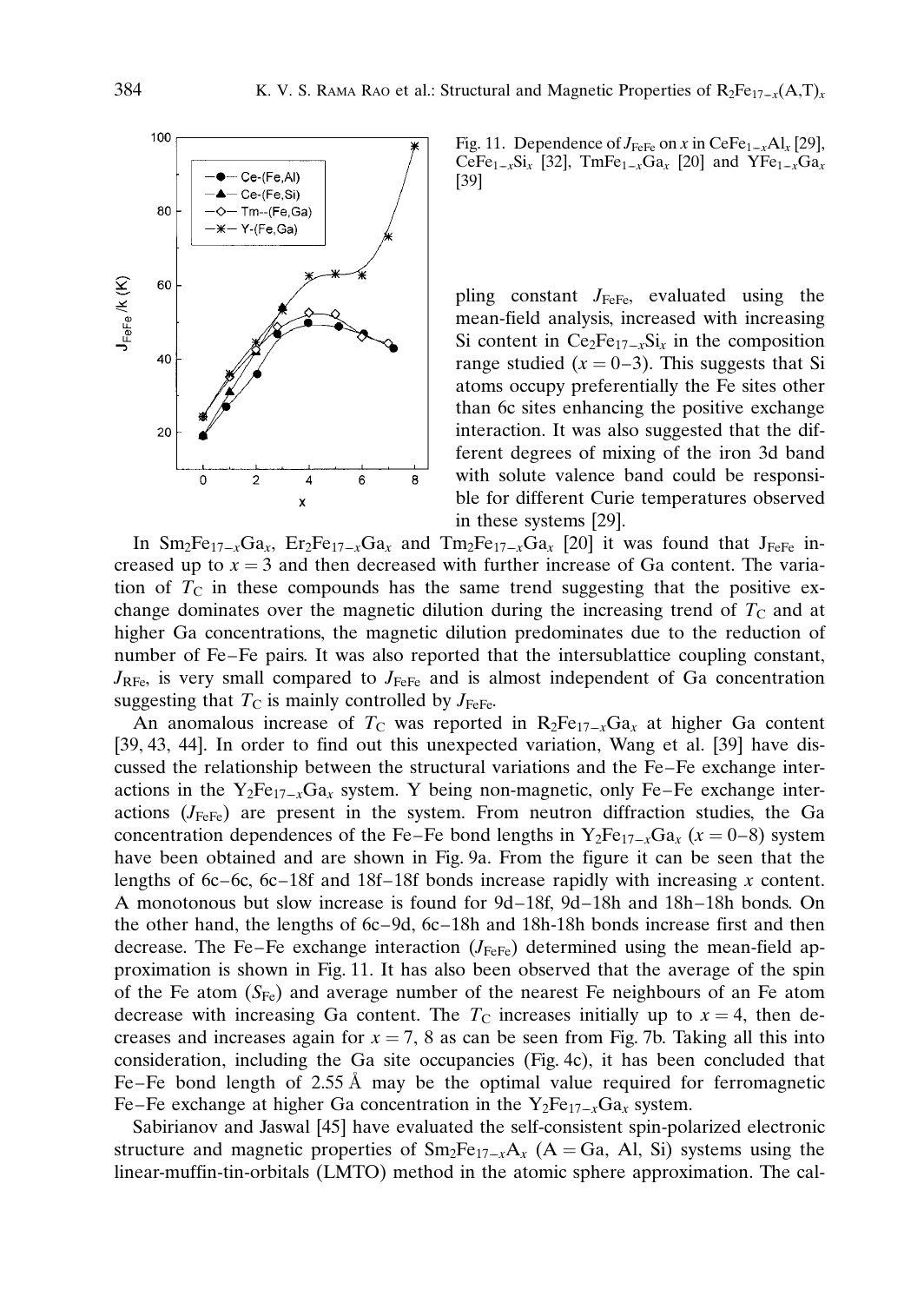Fig. 11. Dependence of $J_{FeFe}$ on $x$ in $CeFe_{1-x}Al_x$ [29], $CeFe_{1-x}Si_x$ [32], $TmFe_{1-x}Ga_x$ [20] and $YFe_{1-x}Ga_x$ [39]

pling constant $J_{FeFe}$, evaluated using the mean-field analysis, increased with increasing Si content in $Ce_2Fe_{17-x}Si_x$ in the composition range studied ($x = 0$–3). This suggests that Si atoms occupy preferentially the Fe sites other than 6c sites enhancing the positive exchange interaction. It was also suggested that the different degrees of mixing of the iron 3d band with solute valence band could be responsible for different Curie temperatures observed in these systems [29].

In $Sm_2Fe_{17-x}Ga_x$, $Er_2Fe_{17-x}Ga_x$ and $Tm_2Fe_{17-x}Ga_x$ [20] it was found that $J_{FeFe}$ increased up to $x = 3$ and then decreased with further increase of Ga content. The variation of $T_C$ in these compounds has the same trend suggesting that the positive exchange dominates over the magnetic dilution during the increasing trend of $T_C$ and at higher Ga concentrations, the magnetic dilution predominates due to the reduction of number of Fe–Fe pairs. It was also reported that the intersublattice coupling constant, $J_{RFe}$, is very small compared to $J_{FeFe}$ and is almost independent of Ga concentration suggesting that $T_C$ is mainly controlled by $J_{FeFe}$.

An anomalous increase of $T_C$ was reported in $R_2Fe_{17-x}Ga_x$ at higher Ga content [39, 43, 44]. In order to find out this unexpected variation, Wang et al. [39] have discussed the relationship between the structural variations and the Fe–Fe exchange interactions in the $Y_2Fe_{17-x}Ga_x$ system. Y being non-magnetic, only Fe–Fe exchange interactions ($J_{FeFe}$) are present in the system. From neutron diffraction studies, the Ga concentration dependences of the Fe–Fe bond lengths in $Y_2Fe_{17-x}Ga_x$ ($x = 0$–8) system have been obtained and are shown in Fig. 9a. From the figure it can be seen that the lengths of 6c–6c, 6c–18f and 18f–18f bonds increase rapidly with increasing $x$ content. A monotonous but slow increase is found for 9d–18f, 9d–18h and 18h–18h bonds. On the other hand, the lengths of 6c–9d, 6c–18h and 18h-18h bonds increase first and then decrease. The Fe–Fe exchange interaction ($J_{FeFe}$) determined using the mean-field approximation is shown in Fig. 11. It has also been observed that the average of the spin of the Fe atom ($S_{Fe}$) and average number of the nearest Fe neighbours of an Fe atom decrease with increasing Ga content. The $T_C$ increases initially up to $x = 4$, then decreases and increases again for $x = 7$, 8 as can be seen from Fig. 7b. Taking all this into consideration, including the Ga site occupancies (Fig. 4c), it has been concluded that Fe–Fe bond length of 2.55 Å may be the optimal value required for ferromagnetic Fe–Fe exchange at higher Ga concentration in the $Y_2Fe_{17-x}Ga_x$ system.

Sabirianov and Jaswal [45] have evaluated the self-consistent spin-polarized electronic structure and magnetic properties of $Sm_2Fe_{17-x}A_x$ (A = Ga, Al, Si) systems using the linear-muffin-tin-orbitals (LMTO) method in the atomic sphere approximation. The cal-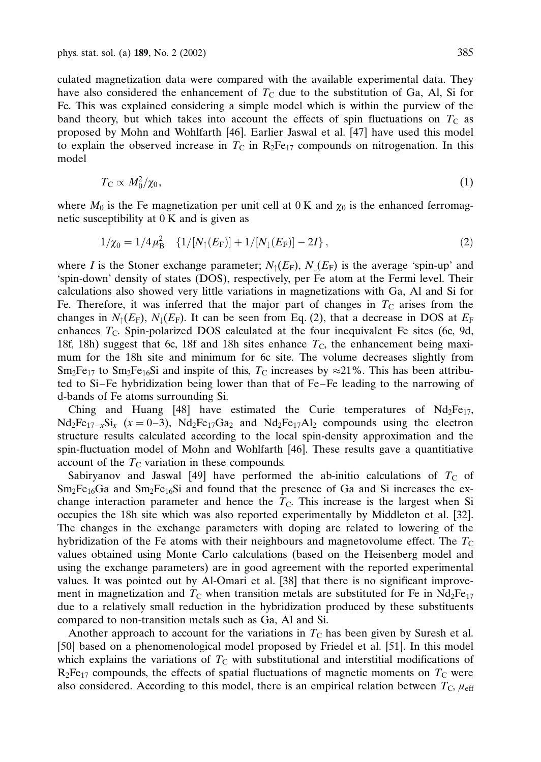culated magnetization data were compared with the available experimental data. They have also considered the enhancement of $T_C$ due to the substitution of Ga, Al, Si for Fe. This was explained considering a simple model which is within the purview of the band theory, but which takes into account the effects of spin fluctuations on $T_C$ as proposed by Mohn and Wohlfarth [46]. Earlier Jaswal et al. [47] have used this model to explain the observed increase in $T_C$ in $R_2Fe_{17}$ compounds on nitrogenation. In this model

$$T_C \propto M_0^2/\chi_0 , \tag{1}$$

where $M_0$ is the Fe magnetization per unit cell at 0 K and $\chi_0$ is the enhanced ferromagnetic susceptibility at 0 K and is given as

$$1/\chi_0 = 1/4\mu_B^2 \quad \{1/[N_\uparrow(E_F)] + 1/[N_\downarrow(E_F)] - 2I\} , \tag{2}$$

where $I$ is the Stoner exchange parameter; $N_\uparrow(E_F)$, $N_\downarrow(E_F)$ is the average 'spin-up' and 'spin-down' density of states (DOS), respectively, per Fe atom at the Fermi level. Their calculations also showed very little variations in magnetizations with Ga, Al and Si for Fe. Therefore, it was inferred that the major part of changes in $T_C$ arises from the changes in $N_\uparrow(E_F)$, $N_\downarrow(E_F)$. It can be seen from Eq. (2), that a decrease in DOS at $E_F$ enhances $T_C$. Spin-polarized DOS calculated at the four inequivalent Fe sites (6c, 9d, 18f, 18h) suggest that 6c, 18f and 18h sites enhance $T_C$, the enhancement being maximum for the 18h site and minimum for 6c site. The volume decreases slightly from $Sm_2Fe_{17}$ to $Sm_2Fe_{16}Si$ and inspite of this, $T_C$ increases by $\approx$21%. This has been attributed to Si–Fe hybridization being lower than that of Fe–Fe leading to the narrowing of d-bands of Fe atoms surrounding Si.

Ching and Huang [48] have estimated the Curie temperatures of $Nd_2Fe_{17}$, $Nd_2Fe_{17-x}Si_x$ ($x = 0$–3), $Nd_2Fe_{17}Ga_2$ and $Nd_2Fe_{17}Al_2$ compounds using the electron structure results calculated according to the local spin-density approximation and the spin-fluctuation model of Mohn and Wohlfarth [46]. These results gave a quantitiative account of the $T_C$ variation in these compounds.

Sabiryanov and Jaswal [49] have performed the ab-initio calculations of $T_C$ of $Sm_2Fe_{16}Ga$ and $Sm_2Fe_{16}Si$ and found that the presence of Ga and Si increases the exchange interaction parameter and hence the $T_C$. This increase is the largest when Si occupies the 18h site which was also reported experimentally by Middleton et al. [32]. The changes in the exchange parameters with doping are related to lowering of the hybridization of the Fe atoms with their neighbours and magnetovolume effect. The $T_C$ values obtained using Monte Carlo calculations (based on the Heisenberg model and using the exchange parameters) are in good agreement with the reported experimental values. It was pointed out by Al-Omari et al. [38] that there is no significant improvement in magnetization and $T_C$ when transition metals are substituted for Fe in $Nd_2Fe_{17}$ due to a relatively small reduction in the hybridization produced by these substituents compared to non-transition metals such as Ga, Al and Si.

Another approach to account for the variations in $T_C$ has been given by Suresh et al. [50] based on a phenomenological model proposed by Friedel et al. [51]. In this model which explains the variations of $T_C$ with substitutional and interstitial modifications of $R_2Fe_{17}$ compounds, the effects of spatial fluctuations of magnetic moments on $T_C$ were also considered. According to this model, there is an empirical relation between $T_C$, $\mu_{eff}$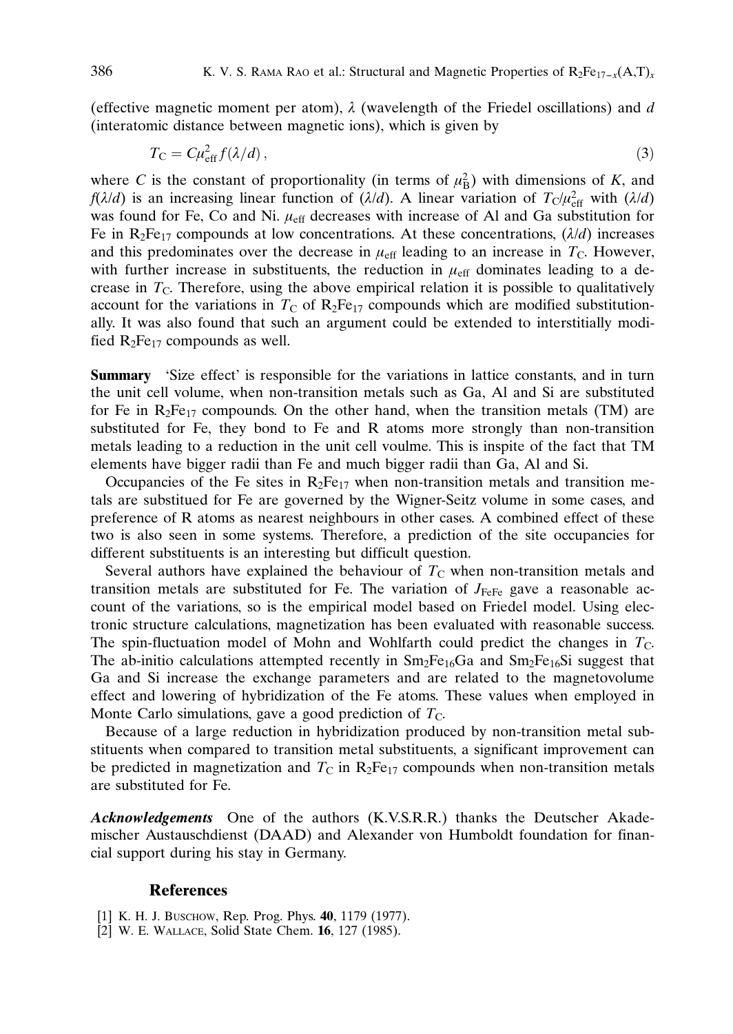(effective magnetic moment per atom), $\lambda$ (wavelength of the Friedel oscillations) and $d$ (interatomic distance between magnetic ions), which is given by

$$T_C = C\mu_{eff}^2 f(\lambda/d)\,, \tag{3}$$

where $C$ is the constant of proportionality (in terms of $\mu_B^2$) with dimensions of $K$, and $f(\lambda/d)$ is an increasing linear function of $(\lambda/d)$. A linear variation of $T_C/\mu_{eff}^2$ with $(\lambda/d)$ was found for Fe, Co and Ni. $\mu_{eff}$ decreases with increase of Al and Ga substitution for Fe in $R_2Fe_{17}$ compounds at low concentrations. At these concentrations, $(\lambda/d)$ increases and this predominates over the decrease in $\mu_{eff}$ leading to an increase in $T_C$. However, with further increase in substituents, the reduction in $\mu_{eff}$ dominates leading to a decrease in $T_C$. Therefore, using the above empirical relation it is possible to qualitatively account for the variations in $T_C$ of $R_2Fe_{17}$ compounds which are modified substitutionally. It was also found that such an argument could be extended to interstitially modified $R_2Fe_{17}$ compounds as well.

**Summary** 'Size effect' is responsible for the variations in lattice constants, and in turn the unit cell volume, when non-transition metals such as Ga, Al and Si are substituted for Fe in $R_2Fe_{17}$ compounds. On the other hand, when the transition metals (TM) are substituted for Fe, they bond to Fe and R atoms more strongly than non-transition metals leading to a reduction in the unit cell voulme. This is inspite of the fact that TM elements have bigger radii than Fe and much bigger radii than Ga, Al and Si.

Occupancies of the Fe sites in $R_2Fe_{17}$ when non-transition metals and transition metals are substitued for Fe are governed by the Wigner-Seitz volume in some cases, and preference of R atoms as nearest neighbours in other cases. A combined effect of these two is also seen in some systems. Therefore, a prediction of the site occupancies for different substituents is an interesting but difficult question.

Several authors have explained the behaviour of $T_C$ when non-transition metals and transition metals are substituted for Fe. The variation of $J_{FeFe}$ gave a reasonable account of the variations, so is the empirical model based on Friedel model. Using electronic structure calculations, magnetization has been evaluated with reasonable success. The spin-fluctuation model of Mohn and Wohlfarth could predict the changes in $T_C$. The ab-initio calculations attempted recently in $Sm_2Fe_{16}Ga$ and $Sm_2Fe_{16}Si$ suggest that Ga and Si increase the exchange parameters and are related to the magnetovolume effect and lowering of hybridization of the Fe atoms. These values when employed in Monte Carlo simulations, gave a good prediction of $T_C$.

Because of a large reduction in hybridization produced by non-transition metal substituents when compared to transition metal substituents, a significant improvement can be predicted in magnetization and $T_C$ in $R_2Fe_{17}$ compounds when non-transition metals are substituted for Fe.

***Acknowledgements*** One of the authors (K.V.S.R.R.) thanks the Deutscher Akademischer Austauschdienst (DAAD) and Alexander von Humboldt foundation for financial support during his stay in Germany.

## References

[1] K. H. J. Buschow, Rep. Prog. Phys. **40**, 1179 (1977).

[2] W. E. Wallace, Solid State Chem. **16**, 127 (1985).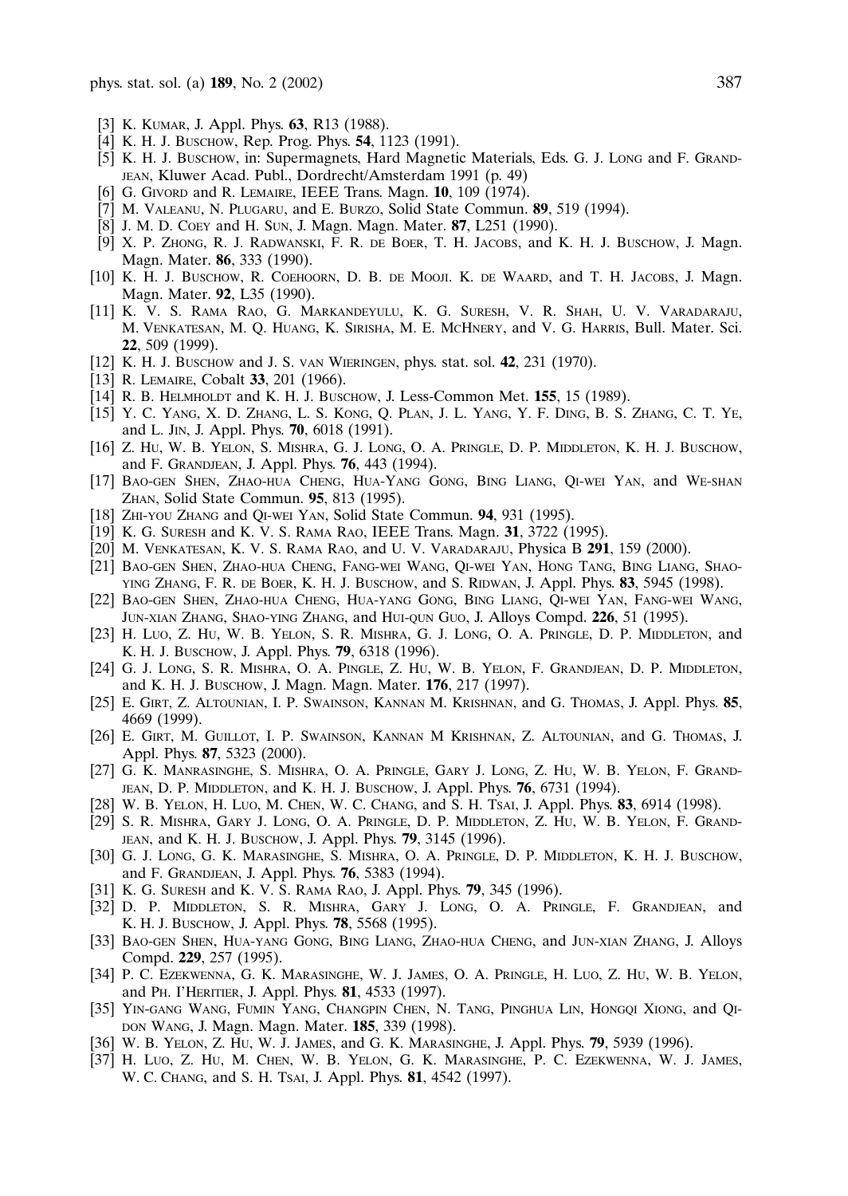[3] K. Kumar, J. Appl. Phys. **63**, R13 (1988).

[4] K. H. J. Buschow, Rep. Prog. Phys. **54**, 1123 (1991).

[5] K. H. J. Buschow, in: Supermagnets, Hard Magnetic Materials, Eds. G. J. Long and F. Grandjean, Kluwer Acad. Publ., Dordrecht/Amsterdam 1991 (p. 49)

[6] G. Givord and R. Lemaire, IEEE Trans. Magn. **10**, 109 (1974).

[7] M. Valeanu, N. Plugaru, and E. Burzo, Solid State Commun. **89**, 519 (1994).

[8] J. M. D. Coey and H. Sun, J. Magn. Magn. Mater. **87**, L251 (1990).

[9] X. P. Zhong, R. J. Radwanski, F. R. de Boer, T. H. Jacobs, and K. H. J. Buschow, J. Magn. Magn. Mater. **86**, 333 (1990).

[10] K. H. J. Buschow, R. Coehoorn, D. B. de Mooji. K. de Waard, and T. H. Jacobs, J. Magn. Magn. Mater. **92**, L35 (1990).

[11] K. V. S. Rama Rao, G. Markandeyulu, K. G. Suresh, V. R. Shah, U. V. Varadaraju, M. Venkatesan, M. Q. Huang, K. Sirisha, M. E. McHnery, and V. G. Harris, Bull. Mater. Sci. **22**, 509 (1999).

[12] K. H. J. Buschow and J. S. van Wieringen, phys. stat. sol. **42**, 231 (1970).

[13] R. Lemaire, Cobalt **33**, 201 (1966).

[14] R. B. Helmholdt and K. H. J. Buschow, J. Less-Common Met. **155**, 15 (1989).

[15] Y. C. Yang, X. D. Zhang, L. S. Kong, Q. Plan, J. L. Yang, Y. F. Ding, B. S. Zhang, C. T. Ye, and L. Jin, J. Appl. Phys. **70**, 6018 (1991).

[16] Z. Hu, W. B. Yelon, S. Mishra, G. J. Long, O. A. Pringle, D. P. Middleton, K. H. J. Buschow, and F. Grandjean, J. Appl. Phys. **76**, 443 (1994).

[17] Bao-gen Shen, Zhao-hua Cheng, Hua-Yang Gong, Bing Liang, Qi-wei Yan, and We-shan Zhan, Solid State Commun. **95**, 813 (1995).

[18] Zhi-you Zhang and Qi-wei Yan, Solid State Commun. **94**, 931 (1995).

[19] K. G. Suresh and K. V. S. Rama Rao, IEEE Trans. Magn. **31**, 3722 (1995).

[20] M. Venkatesan, K. V. S. Rama Rao, and U. V. Varadaraju, Physica B **291**, 159 (2000).

[21] Bao-gen Shen, Zhao-hua Cheng, Fang-wei Wang, Qi-wei Yan, Hong Tang, Bing Liang, Shao-ying Zhang, F. R. de Boer, K. H. J. Buschow, and S. Ridwan, J. Appl. Phys. **83**, 5945 (1998).

[22] Bao-gen Shen, Zhao-hua Cheng, Hua-yang Gong, Bing Liang, Qi-wei Yan, Fang-wei Wang, Jun-xian Zhang, Shao-ying Zhang, and Hui-qun Guo, J. Alloys Compd. **226**, 51 (1995).

[23] H. Luo, Z. Hu, W. B. Yelon, S. R. Mishra, G. J. Long, O. A. Pringle, D. P. Middleton, and K. H. J. Buschow, J. Appl. Phys. **79**, 6318 (1996).

[24] G. J. Long, S. R. Mishra, O. A. Pingle, Z. Hu, W. B. Yelon, F. Grandjean, D. P. Middleton, and K. H. J. Buschow, J. Magn. Magn. Mater. **176**, 217 (1997).

[25] E. Girt, Z. Altounian, I. P. Swainson, Kannan M. Krishnan, and G. Thomas, J. Appl. Phys. **85**, 4669 (1999).

[26] E. Girt, M. Guillot, I. P. Swainson, Kannan M Krishnan, Z. Altounian, and G. Thomas, J. Appl. Phys. **87**, 5323 (2000).

[27] G. K. Manrasinghe, S. Mishra, O. A. Pringle, Gary J. Long, Z. Hu, W. B. Yelon, F. Grandjean, D. P. Middleton, and K. H. J. Buschow, J. Appl. Phys. **76**, 6731 (1994).

[28] W. B. Yelon, H. Luo, M. Chen, W. C. Chang, and S. H. Tsai, J. Appl. Phys. **83**, 6914 (1998).

[29] S. R. Mishra, Gary J. Long, O. A. Pringle, D. P. Middleton, Z. Hu, W. B. Yelon, F. Grandjean, and K. H. J. Buschow, J. Appl. Phys. **79**, 3145 (1996).

[30] G. J. Long, G. K. Marasinghe, S. Mishra, O. A. Pringle, D. P. Middleton, K. H. J. Buschow, and F. Grandjean, J. Appl. Phys. **76**, 5383 (1994).

[31] K. G. Suresh and K. V. S. Rama Rao, J. Appl. Phys. **79**, 345 (1996).

[32] D. P. Middleton, S. R. Mishra, Gary J. Long, O. A. Pringle, F. Grandjean, and K. H. J. Buschow, J. Appl. Phys. **78**, 5568 (1995).

[33] Bao-gen Shen, Hua-yang Gong, Bing Liang, Zhao-hua Cheng, and Jun-xian Zhang, J. Alloys Compd. **229**, 257 (1995).

[34] P. C. Ezekwenna, G. K. Marasinghe, W. J. James, O. A. Pringle, H. Luo, Z. Hu, W. B. Yelon, and Ph. I'Heritier, J. Appl. Phys. **81**, 4533 (1997).

[35] Yin-gang Wang, Fumin Yang, Changpin Chen, N. Tang, Pinghua Lin, Hongqi Xiong, and Qi-don Wang, J. Magn. Magn. Mater. **185**, 339 (1998).

[36] W. B. Yelon, Z. Hu, W. J. James, and G. K. Marasinghe, J. Appl. Phys. **79**, 5939 (1996).

[37] H. Luo, Z. Hu, M. Chen, W. B. Yelon, G. K. Marasinghe, P. C. Ezekwenna, W. J. James, W. C. Chang, and S. H. Tsai, J. Appl. Phys. **81**, 4542 (1997).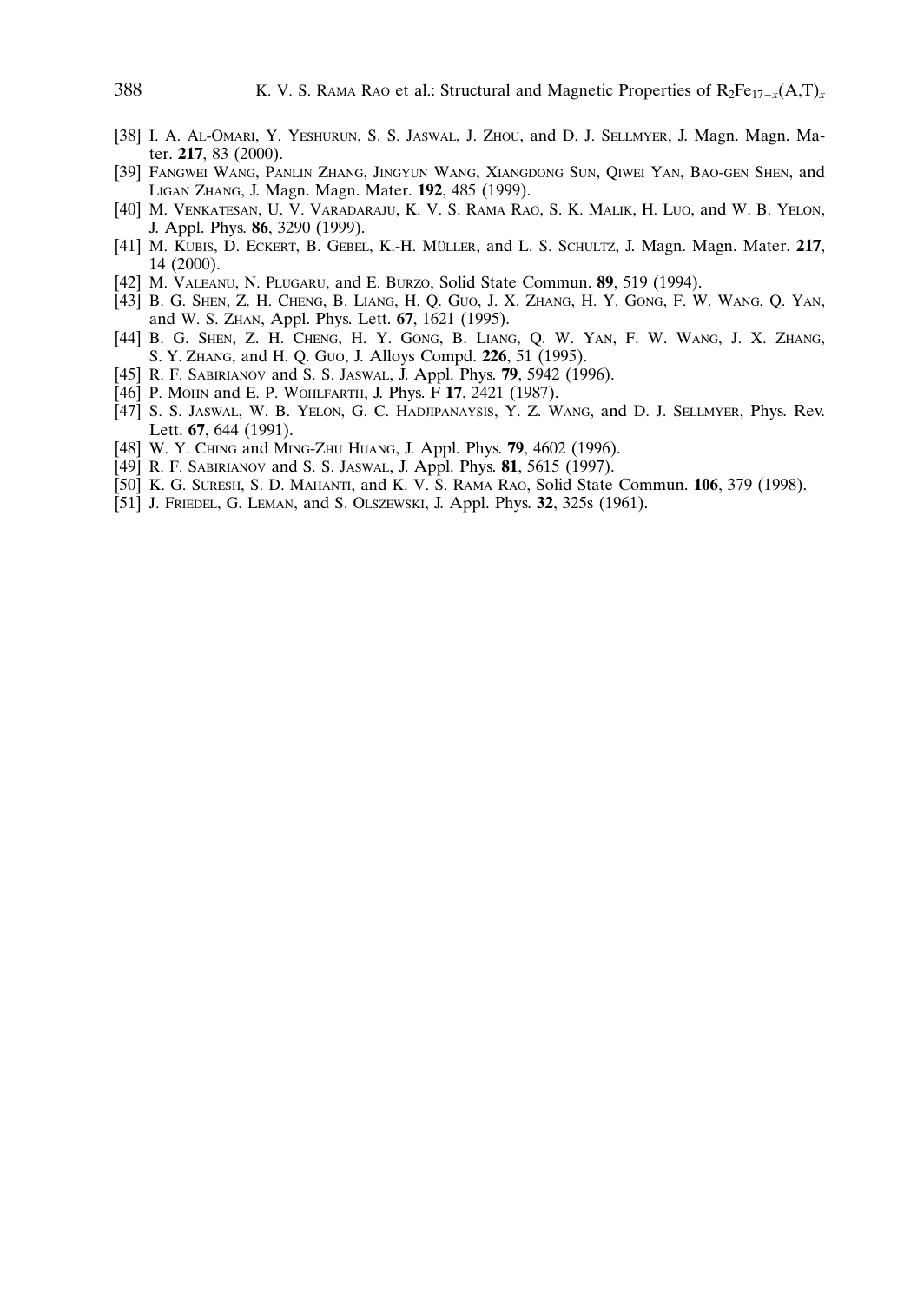[38] I. A. Al-Omari, Y. Yeshurun, S. S. Jaswal, J. Zhou, and D. J. Sellmyer, J. Magn. Magn. Mater. **217**, 83 (2000).

[39] Fangwei Wang, Panlin Zhang, Jingyun Wang, Xiangdong Sun, Qiwei Yan, Bao-gen Shen, and Ligan Zhang, J. Magn. Magn. Mater. **192**, 485 (1999).

[40] M. Venkatesan, U. V. Varadaraju, K. V. S. Rama Rao, S. K. Malik, H. Luo, and W. B. Yelon, J. Appl. Phys. **86**, 3290 (1999).

[41] M. Kubis, D. Eckert, B. Gebel, K.-H. Müller, and L. S. Schultz, J. Magn. Magn. Mater. **217**, 14 (2000).

[42] M. Valeanu, N. Plugaru, and E. Burzo, Solid State Commun. **89**, 519 (1994).

[43] B. G. Shen, Z. H. Cheng, B. Liang, H. Q. Guo, J. X. Zhang, H. Y. Gong, F. W. Wang, Q. Yan, and W. S. Zhan, Appl. Phys. Lett. **67**, 1621 (1995).

[44] B. G. Shen, Z. H. Cheng, H. Y. Gong, B. Liang, Q. W. Yan, F. W. Wang, J. X. Zhang, S. Y. Zhang, and H. Q. Guo, J. Alloys Compd. **226**, 51 (1995).

[45] R. F. Sabirianov and S. S. Jaswal, J. Appl. Phys. **79**, 5942 (1996).

[46] P. Mohn and E. P. Wohlfarth, J. Phys. F **17**, 2421 (1987).

[47] S. S. Jaswal, W. B. Yelon, G. C. Hadjipanaysis, Y. Z. Wang, and D. J. Sellmyer, Phys. Rev. Lett. **67**, 644 (1991).

[48] W. Y. Ching and Ming-Zhu Huang, J. Appl. Phys. **79**, 4602 (1996).

[49] R. F. Sabirianov and S. S. Jaswal, J. Appl. Phys. **81**, 5615 (1997).

[50] K. G. Suresh, S. D. Mahanti, and K. V. S. Rama Rao, Solid State Commun. **106**, 379 (1998).

[51] J. Friedel, G. Leman, and S. Olszewski, J. Appl. Phys. **32**, 325s (1961).